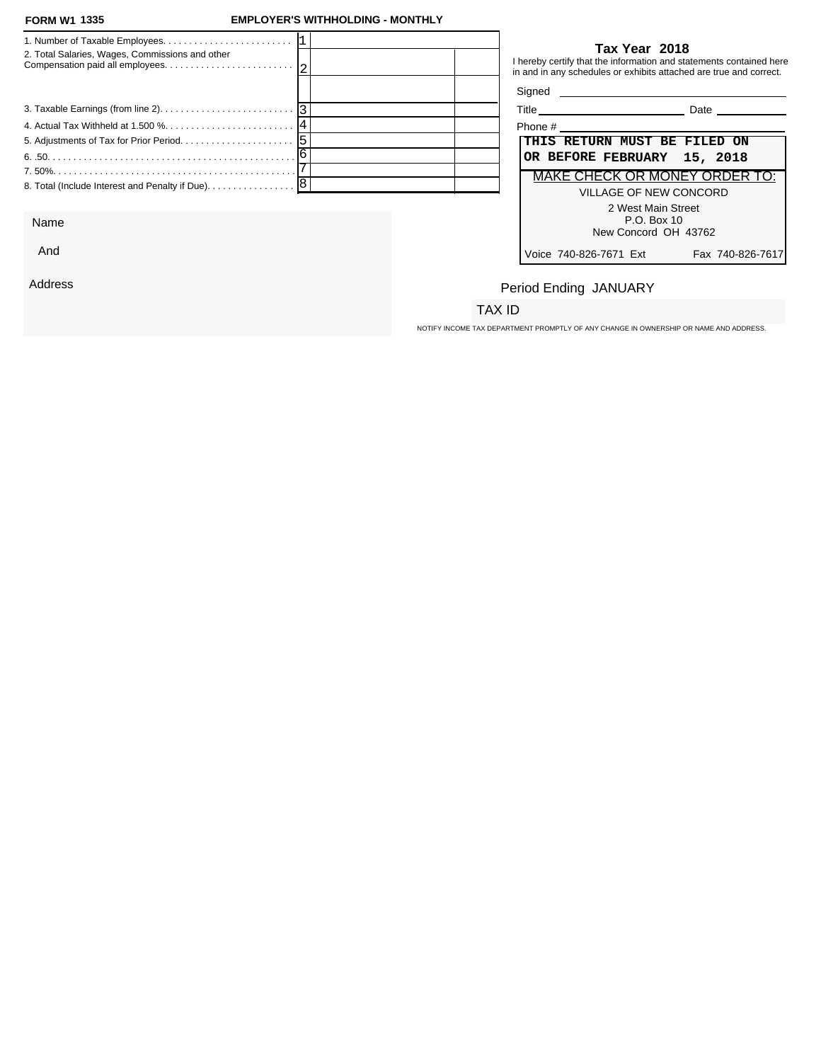**FORM W1 1335** **EMPLOYER'S WITHHOLDING - MONTHLY**

| | | | |
|---|---|---|---|
| 1. Number of Taxable Employees. | 1 | | |
| 2. Total Salaries, Wages, Commissions and other Compensation paid all employees. | 2 | | |
| | | | |
| 3. Taxable Earnings (from line 2). | 3 | | |
| 4. Actual Tax Withheld at 1.500 %. | 4 | | |
| 5. Adjustments of Tax for Prior Period. | 5 | | |
| 6. .50. | 6 | | |
| 7. 50%. | 7 | | |
| 8. Total (Include Interest and Penalty if Due). | 8 | | |

**Tax Year 2018**

I hereby certify that the information and statements contained here in and in any schedules or exhibits attached are true and correct.

Signed ______________________________

Title ______________________ Date ____________

Phone # ______________________________

**THIS RETURN MUST BE FILED ON OR BEFORE FEBRUARY 15, 2018**

MAKE CHECK OR MONEY ORDER TO:

VILLAGE OF NEW CONCORD
2 West Main Street
P.O. Box 10
New Concord OH 43762

Voice 740-826-7671 Ext Fax 740-826-7617

Name

And

Address

Period Ending JANUARY

TAX ID

NOTIFY INCOME TAX DEPARTMENT PROMPTLY OF ANY CHANGE IN OWNERSHIP OR NAME AND ADDRESS.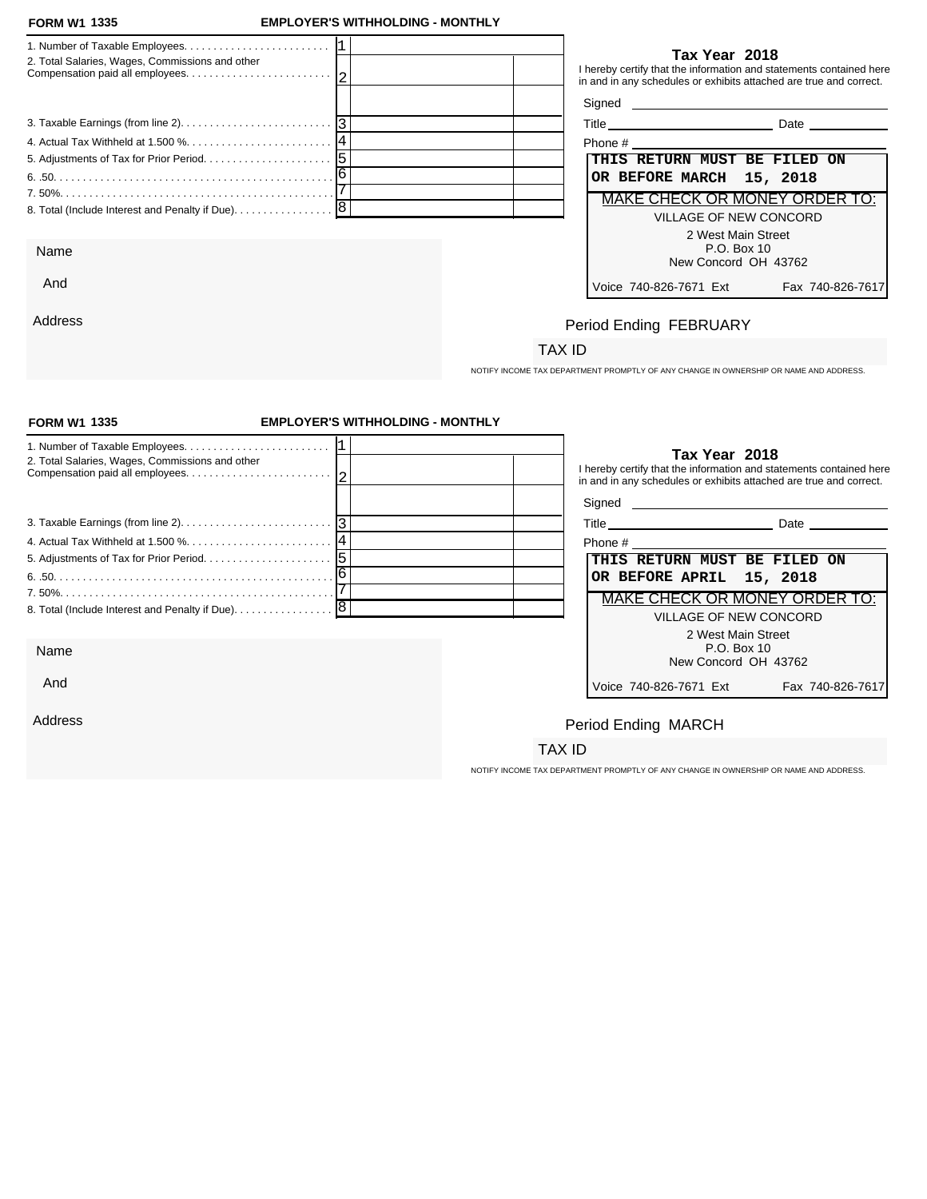**FORM W1 1335** **EMPLOYER'S WITHHOLDING - MONTHLY**

| Line | | | |
|---|---|---|---|
| 1. Number of Taxable Employees. | 1 | | |
| 2. Total Salaries, Wages, Commissions and other Compensation paid all employees. | 2 | | |
| | | | |
| 3. Taxable Earnings (from line 2). | 3 | | |
| 4. Actual Tax Withheld at 1.500 %. | 4 | | |
| 5. Adjustments of Tax for Prior Period. | 5 | | |
| 6. .50. | 6 | | |
| 7. 50%. | 7 | | |
| 8. Total (Include Interest and Penalty if Due). | 8 | | |

**Tax Year 2018**

I hereby certify that the information and statements contained here in and in any schedules or exhibits attached are true and correct.

Signed ______________________

Title ______________________ Date ____________

Phone # ______________________

**THIS RETURN MUST BE FILED ON OR BEFORE MARCH 15, 2018**

MAKE CHECK OR MONEY ORDER TO:

VILLAGE OF NEW CONCORD
2 West Main Street
P.O. Box 10
New Concord OH 43762

Voice 740-826-7671 Ext Fax 740-826-7617

Name

And

Address

Period Ending FEBRUARY

TAX ID

NOTIFY INCOME TAX DEPARTMENT PROMPTLY OF ANY CHANGE IN OWNERSHIP OR NAME AND ADDRESS.

---

**FORM W1 1335** **EMPLOYER'S WITHHOLDING - MONTHLY**

| Line | | | |
|---|---|---|---|
| 1. Number of Taxable Employees. | 1 | | |
| 2. Total Salaries, Wages, Commissions and other Compensation paid all employees. | 2 | | |
| | | | |
| 3. Taxable Earnings (from line 2). | 3 | | |
| 4. Actual Tax Withheld at 1.500 %. | 4 | | |
| 5. Adjustments of Tax for Prior Period. | 5 | | |
| 6. .50. | 6 | | |
| 7. 50%. | 7 | | |
| 8. Total (Include Interest and Penalty if Due). | 8 | | |

**Tax Year 2018**

I hereby certify that the information and statements contained here in and in any schedules or exhibits attached are true and correct.

Signed ______________________

Title ______________________ Date ____________

Phone # ______________________

**THIS RETURN MUST BE FILED ON OR BEFORE APRIL 15, 2018**

MAKE CHECK OR MONEY ORDER TO:

VILLAGE OF NEW CONCORD
2 West Main Street
P.O. Box 10
New Concord OH 43762

Voice 740-826-7671 Ext Fax 740-826-7617

Name

And

Address

Period Ending MARCH

TAX ID

NOTIFY INCOME TAX DEPARTMENT PROMPTLY OF ANY CHANGE IN OWNERSHIP OR NAME AND ADDRESS.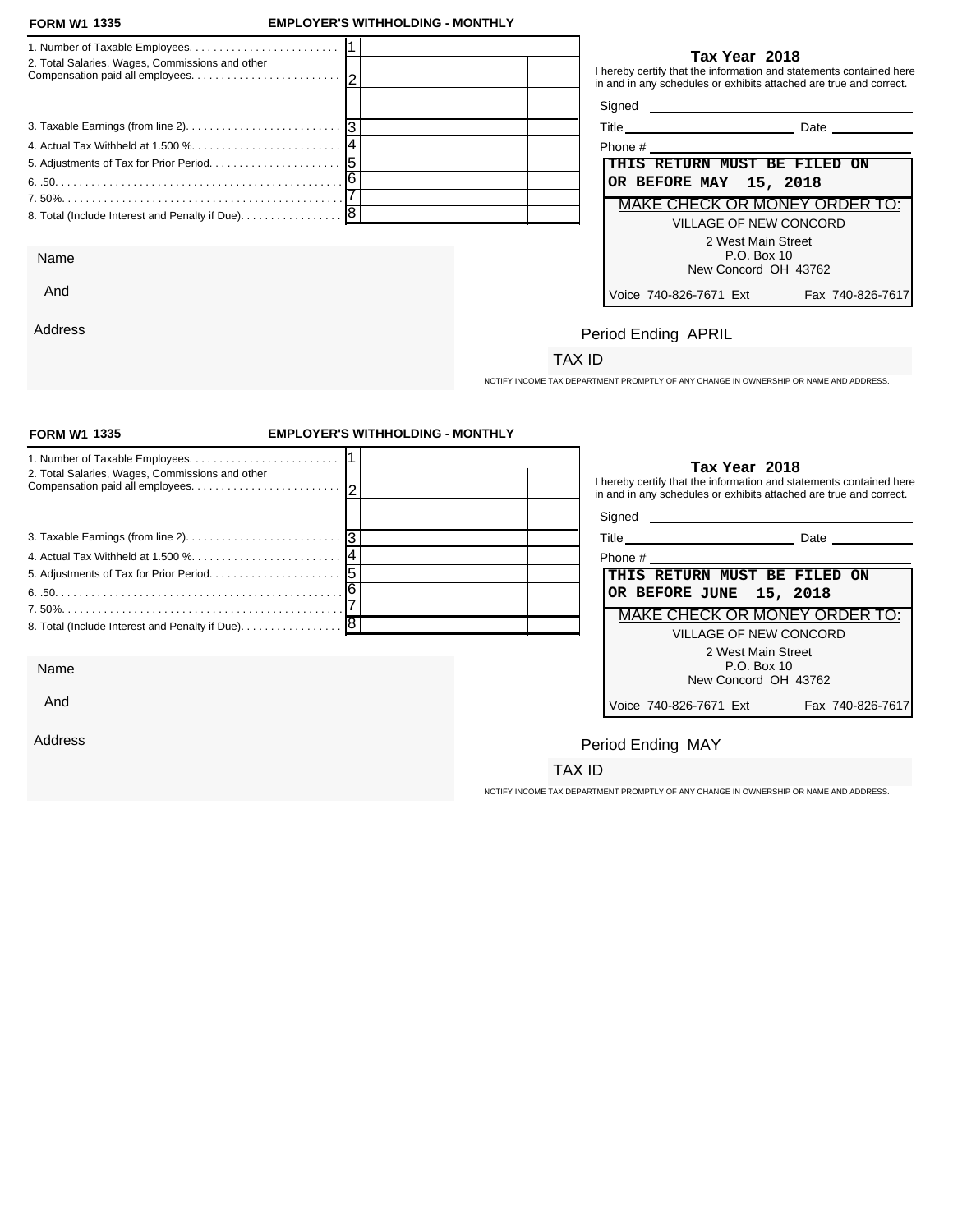**FORM W1 1335** **EMPLOYER'S WITHHOLDING - MONTHLY**

| | | | |
|---|---|---|---|
| 1. Number of Taxable Employees. . . . . . . . . . . . . . . . . . . . . . . . | 1 | | |
| 2. Total Salaries, Wages, Commissions and other Compensation paid all employees. . . . . . . . . . . . . . . . . . . . . . . . | 2 | | |
| | | | |
| 3. Taxable Earnings (from line 2). . . . . . . . . . . . . . . . . . . . . . . . . | 3 | | |
| 4. Actual Tax Withheld at 1.500 %. . . . . . . . . . . . . . . . . . . . . . . . | 4 | | |
| 5. Adjustments of Tax for Prior Period. . . . . . . . . . . . . . . . . . . . . | 5 | | |
| 6. .50. . . . . . . . . . . . . . . . . . . . . . . . . . . . . . . . . . . . . . . . . . . . . . . | 6 | | |
| 7. 50%. . . . . . . . . . . . . . . . . . . . . . . . . . . . . . . . . . . . . . . . . . . . . . | 7 | | |
| 8. Total (Include Interest and Penalty if Due). . . . . . . . . . . . . . . . | 8 | | |

**Tax Year 2018**

I hereby certify that the information and statements contained here in and in any schedules or exhibits attached are true and correct.

Signed ______________________

Title ______________________ Date ____________

Phone # ______________________

**THIS RETURN MUST BE FILED ON OR BEFORE MAY 15, 2018**

MAKE CHECK OR MONEY ORDER TO:

VILLAGE OF NEW CONCORD
2 West Main Street
P.O. Box 10
New Concord OH 43762

Voice 740-826-7671 Ext Fax 740-826-7617

Name

And

Address

Period Ending APRIL

TAX ID

NOTIFY INCOME TAX DEPARTMENT PROMPTLY OF ANY CHANGE IN OWNERSHIP OR NAME AND ADDRESS.

---

**FORM W1 1335** **EMPLOYER'S WITHHOLDING - MONTHLY**

| | | | |
|---|---|---|---|
| 1. Number of Taxable Employees. . . . . . . . . . . . . . . . . . . . . . . . | 1 | | |
| 2. Total Salaries, Wages, Commissions and other Compensation paid all employees. . . . . . . . . . . . . . . . . . . . . . . . | 2 | | |
| | | | |
| 3. Taxable Earnings (from line 2). . . . . . . . . . . . . . . . . . . . . . . . . | 3 | | |
| 4. Actual Tax Withheld at 1.500 %. . . . . . . . . . . . . . . . . . . . . . . . | 4 | | |
| 5. Adjustments of Tax for Prior Period. . . . . . . . . . . . . . . . . . . . . | 5 | | |
| 6. .50. . . . . . . . . . . . . . . . . . . . . . . . . . . . . . . . . . . . . . . . . . . . . . . | 6 | | |
| 7. 50%. . . . . . . . . . . . . . . . . . . . . . . . . . . . . . . . . . . . . . . . . . . . . . | 7 | | |
| 8. Total (Include Interest and Penalty if Due). . . . . . . . . . . . . . . . | 8 | | |

**Tax Year 2018**

I hereby certify that the information and statements contained here in and in any schedules or exhibits attached are true and correct.

Signed ______________________

Title ______________________ Date ____________

Phone # ______________________

**THIS RETURN MUST BE FILED ON OR BEFORE JUNE 15, 2018**

MAKE CHECK OR MONEY ORDER TO:

VILLAGE OF NEW CONCORD
2 West Main Street
P.O. Box 10
New Concord OH 43762

Voice 740-826-7671 Ext Fax 740-826-7617

Name

And

Address

Period Ending MAY

TAX ID

NOTIFY INCOME TAX DEPARTMENT PROMPTLY OF ANY CHANGE IN OWNERSHIP OR NAME AND ADDRESS.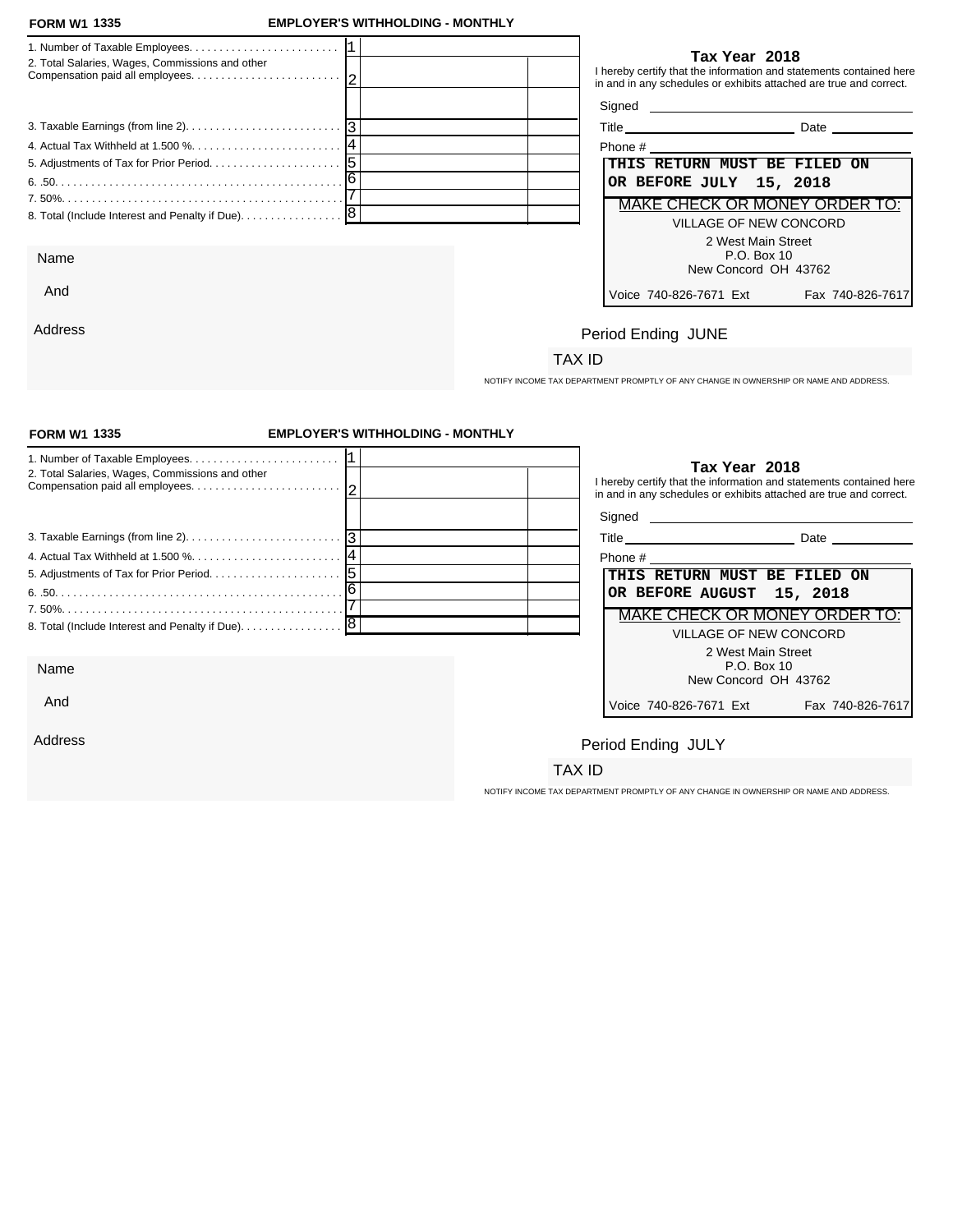**FORM W1 1335** **EMPLOYER'S WITHHOLDING - MONTHLY**

| | | | |
|---|---|---|---|
| 1. Number of Taxable Employees. | 1 | | |
| 2. Total Salaries, Wages, Commissions and other Compensation paid all employees. | 2 | | |
| | | | |
| 3. Taxable Earnings (from line 2). | 3 | | |
| 4. Actual Tax Withheld at 1.500 %. | 4 | | |
| 5. Adjustments of Tax for Prior Period. | 5 | | |
| 6. .50. | 6 | | |
| 7. 50%. | 7 | | |
| 8. Total (Include Interest and Penalty if Due). | 8 | | |

**Tax Year 2018**

I hereby certify that the information and statements contained here in and in any schedules or exhibits attached are true and correct.

Signed

Title Date

Phone #

**THIS RETURN MUST BE FILED ON OR BEFORE JULY 15, 2018**

MAKE CHECK OR MONEY ORDER TO:

VILLAGE OF NEW CONCORD
2 West Main Street
P.O. Box 10
New Concord OH 43762

Voice 740-826-7671 Ext Fax 740-826-7617

Name

And

Address

Period Ending JUNE

TAX ID

NOTIFY INCOME TAX DEPARTMENT PROMPTLY OF ANY CHANGE IN OWNERSHIP OR NAME AND ADDRESS.

---

**FORM W1 1335** **EMPLOYER'S WITHHOLDING - MONTHLY**

| | | | |
|---|---|---|---|
| 1. Number of Taxable Employees. | 1 | | |
| 2. Total Salaries, Wages, Commissions and other Compensation paid all employees. | 2 | | |
| | | | |
| 3. Taxable Earnings (from line 2). | 3 | | |
| 4. Actual Tax Withheld at 1.500 %. | 4 | | |
| 5. Adjustments of Tax for Prior Period. | 5 | | |
| 6. .50. | 6 | | |
| 7. 50%. | 7 | | |
| 8. Total (Include Interest and Penalty if Due). | 8 | | |

**Tax Year 2018**

I hereby certify that the information and statements contained here in and in any schedules or exhibits attached are true and correct.

Signed

Title Date

Phone #

**THIS RETURN MUST BE FILED ON OR BEFORE AUGUST 15, 2018**

MAKE CHECK OR MONEY ORDER TO:

VILLAGE OF NEW CONCORD
2 West Main Street
P.O. Box 10
New Concord OH 43762

Voice 740-826-7671 Ext Fax 740-826-7617

Name

And

Address

Period Ending JULY

TAX ID

NOTIFY INCOME TAX DEPARTMENT PROMPTLY OF ANY CHANGE IN OWNERSHIP OR NAME AND ADDRESS.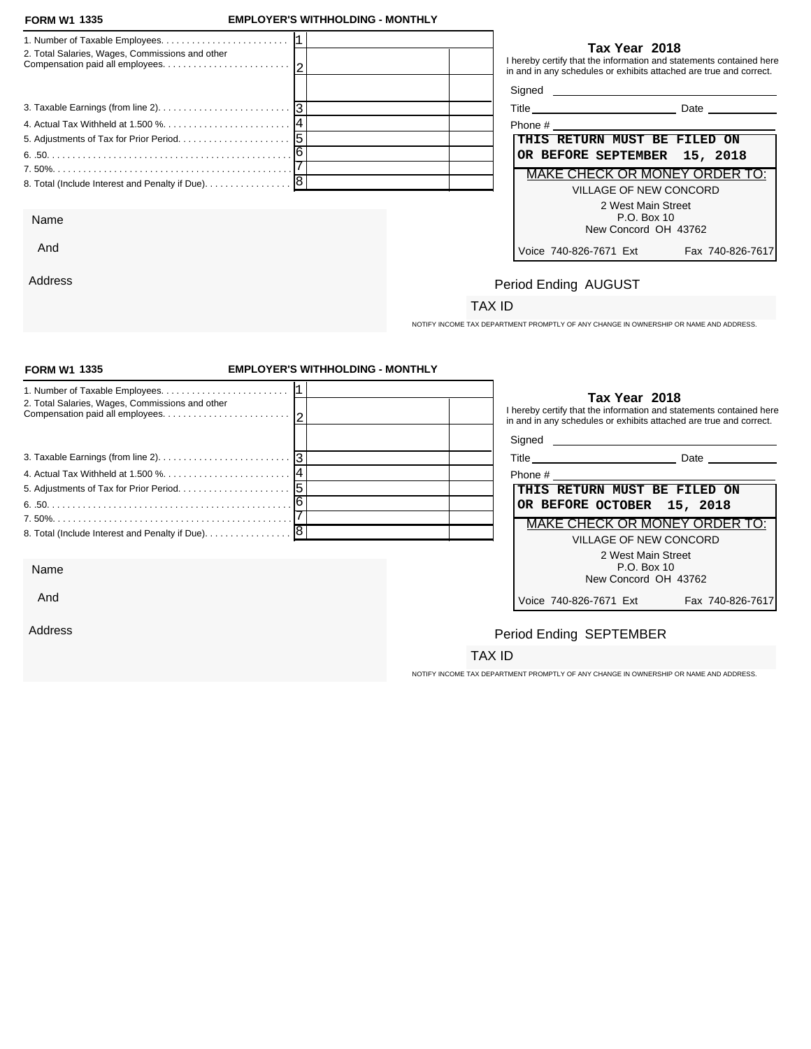**FORM W1 1335** **EMPLOYER'S WITHHOLDING - MONTHLY**

| | | | |
|---|---|---|---|
| 1. Number of Taxable Employees. . . . . . . . . . . . . . . . . . . . . . . . | 1 | | |
| 2. Total Salaries, Wages, Commissions and other Compensation paid all employees. . . . . . . . . . . . . . . . . . . . . . . . | 2 | | |
| | | | |
| 3. Taxable Earnings (from line 2). . . . . . . . . . . . . . . . . . . . . . . . . | 3 | | |
| 4. Actual Tax Withheld at 1.500 %. . . . . . . . . . . . . . . . . . . . . . . . | 4 | | |
| 5. Adjustments of Tax for Prior Period. . . . . . . . . . . . . . . . . . . . . | 5 | | |
| 6. .50. . . . . . . . . . . . . . . . . . . . . . . . . . . . . . . . . . . . . . . . . . . . . . | 6 | | |
| 7. 50%. . . . . . . . . . . . . . . . . . . . . . . . . . . . . . . . . . . . . . . . . . . . . | 7 | | |
| 8. Total (Include Interest and Penalty if Due). . . . . . . . . . . . . . . . | 8 | | |

**Tax Year 2018**

I hereby certify that the information and statements contained here in and in any schedules or exhibits attached are true and correct.

Signed ____________________

Title ____________________ Date ____________

Phone # ____________________

**THIS RETURN MUST BE FILED ON OR BEFORE SEPTEMBER 15, 2018**

MAKE CHECK OR MONEY ORDER TO:

VILLAGE OF NEW CONCORD
2 West Main Street
P.O. Box 10
New Concord OH 43762

Voice 740-826-7671 Ext Fax 740-826-7617

Name

And

Address

Period Ending AUGUST

TAX ID

NOTIFY INCOME TAX DEPARTMENT PROMPTLY OF ANY CHANGE IN OWNERSHIP OR NAME AND ADDRESS.

---

**FORM W1 1335** **EMPLOYER'S WITHHOLDING - MONTHLY**

| | | | |
|---|---|---|---|
| 1. Number of Taxable Employees. . . . . . . . . . . . . . . . . . . . . . . . | 1 | | |
| 2. Total Salaries, Wages, Commissions and other Compensation paid all employees. . . . . . . . . . . . . . . . . . . . . . . . | 2 | | |
| | | | |
| 3. Taxable Earnings (from line 2). . . . . . . . . . . . . . . . . . . . . . . . . | 3 | | |
| 4. Actual Tax Withheld at 1.500 %. . . . . . . . . . . . . . . . . . . . . . . . | 4 | | |
| 5. Adjustments of Tax for Prior Period. . . . . . . . . . . . . . . . . . . . . | 5 | | |
| 6. .50. . . . . . . . . . . . . . . . . . . . . . . . . . . . . . . . . . . . . . . . . . . . . . | 6 | | |
| 7. 50%. . . . . . . . . . . . . . . . . . . . . . . . . . . . . . . . . . . . . . . . . . . . . | 7 | | |
| 8. Total (Include Interest and Penalty if Due). . . . . . . . . . . . . . . . | 8 | | |

**Tax Year 2018**

I hereby certify that the information and statements contained here in and in any schedules or exhibits attached are true and correct.

Signed ____________________

Title ____________________ Date ____________

Phone # ____________________

**THIS RETURN MUST BE FILED ON OR BEFORE OCTOBER 15, 2018**

MAKE CHECK OR MONEY ORDER TO:

VILLAGE OF NEW CONCORD
2 West Main Street
P.O. Box 10
New Concord OH 43762

Voice 740-826-7671 Ext Fax 740-826-7617

Name

And

Address

Period Ending SEPTEMBER

TAX ID

NOTIFY INCOME TAX DEPARTMENT PROMPTLY OF ANY CHANGE IN OWNERSHIP OR NAME AND ADDRESS.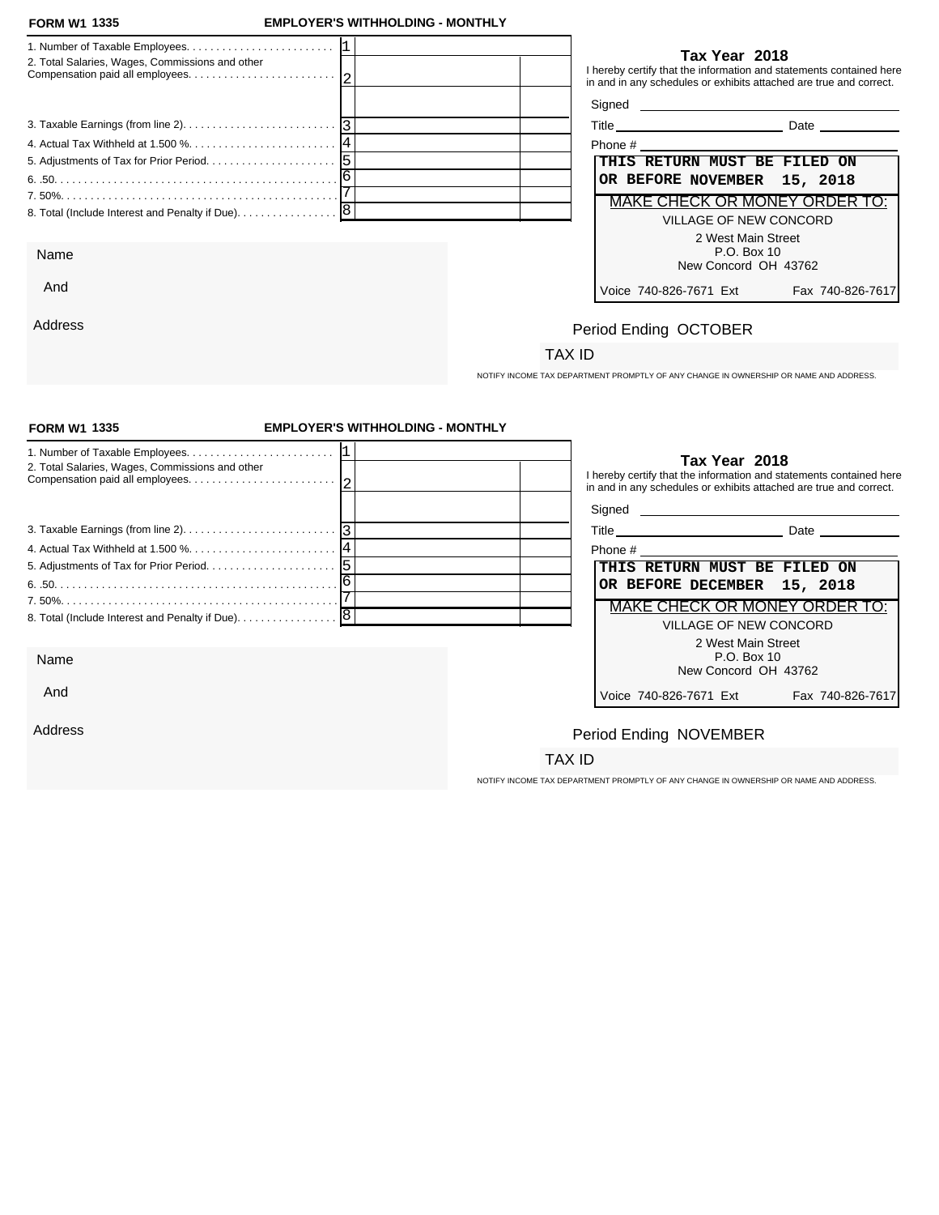**FORM W1 1335** **EMPLOYER'S WITHHOLDING - MONTHLY**

| | | | |
|---|---|---|---|
| 1. Number of Taxable Employees. | 1 | | |
| 2. Total Salaries, Wages, Commissions and other Compensation paid all employees. | 2 | | |
| | | | |
| 3. Taxable Earnings (from line 2). | 3 | | |
| 4. Actual Tax Withheld at 1.500 %. | 4 | | |
| 5. Adjustments of Tax for Prior Period. | 5 | | |
| 6. .50. | 6 | | |
| 7. 50%. | 7 | | |
| 8. Total (Include Interest and Penalty if Due). | 8 | | |

**Tax Year 2018**

I hereby certify that the information and statements contained here in and in any schedules or exhibits attached are true and correct.

Signed ______________________

Title ______________________ Date ____________

Phone # ______________________

**THIS RETURN MUST BE FILED ON OR BEFORE NOVEMBER 15, 2018**

MAKE CHECK OR MONEY ORDER TO:

VILLAGE OF NEW CONCORD
2 West Main Street
P.O. Box 10
New Concord OH 43762

Voice 740-826-7671 Ext Fax 740-826-7617

Name

And

Address

Period Ending OCTOBER

TAX ID

NOTIFY INCOME TAX DEPARTMENT PROMPTLY OF ANY CHANGE IN OWNERSHIP OR NAME AND ADDRESS.

---

**FORM W1 1335** **EMPLOYER'S WITHHOLDING - MONTHLY**

| | | | |
|---|---|---|---|
| 1. Number of Taxable Employees. | 1 | | |
| 2. Total Salaries, Wages, Commissions and other Compensation paid all employees. | 2 | | |
| | | | |
| 3. Taxable Earnings (from line 2). | 3 | | |
| 4. Actual Tax Withheld at 1.500 %. | 4 | | |
| 5. Adjustments of Tax for Prior Period. | 5 | | |
| 6. .50. | 6 | | |
| 7. 50%. | 7 | | |
| 8. Total (Include Interest and Penalty if Due). | 8 | | |

**Tax Year 2018**

I hereby certify that the information and statements contained here in and in any schedules or exhibits attached are true and correct.

Signed ______________________

Title ______________________ Date ____________

Phone # ______________________

**THIS RETURN MUST BE FILED ON OR BEFORE DECEMBER 15, 2018**

MAKE CHECK OR MONEY ORDER TO:

VILLAGE OF NEW CONCORD
2 West Main Street
P.O. Box 10
New Concord OH 43762

Voice 740-826-7671 Ext Fax 740-826-7617

Name

And

Address

Period Ending NOVEMBER

TAX ID

NOTIFY INCOME TAX DEPARTMENT PROMPTLY OF ANY CHANGE IN OWNERSHIP OR NAME AND ADDRESS.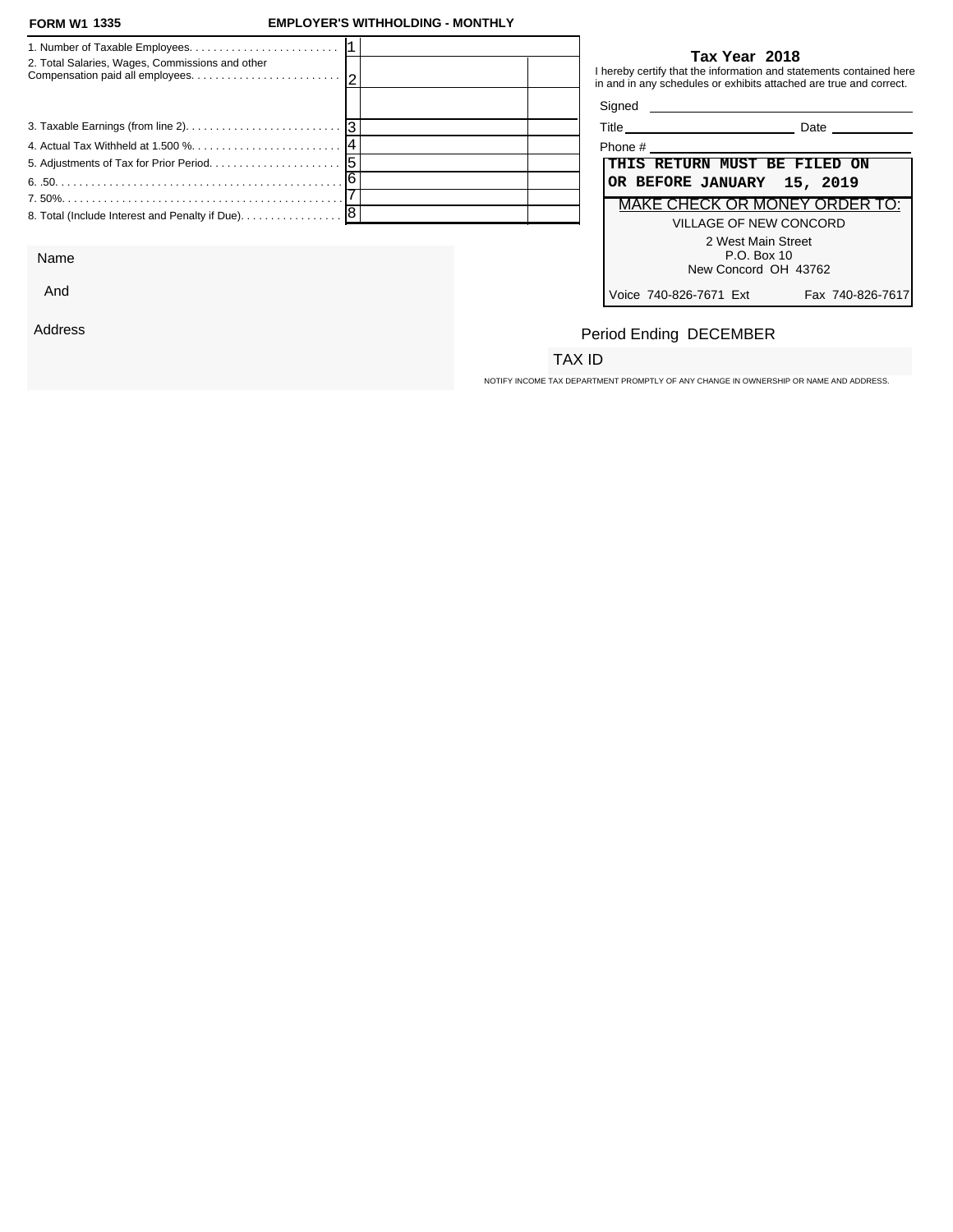**FORM W1 1335** **EMPLOYER'S WITHHOLDING - MONTHLY**

| | | | |
|---|---|---|---|
| 1. Number of Taxable Employees. | 1 | | |
| 2. Total Salaries, Wages, Commissions and other Compensation paid all employees. | 2 | | |
| | | | |
| 3. Taxable Earnings (from line 2). | 3 | | |
| 4. Actual Tax Withheld at 1.500 %. | 4 | | |
| 5. Adjustments of Tax for Prior Period. | 5 | | |
| 6. .50. | 6 | | |
| 7. 50%. | 7 | | |
| 8. Total (Include Interest and Penalty if Due). | 8 | | |

**Tax Year 2018**

I hereby certify that the information and statements contained here in and in any schedules or exhibits attached are true and correct.

Signed ______________________

Title ______________________ Date ____________

Phone # ______________________

**THIS RETURN MUST BE FILED ON OR BEFORE JANUARY 15, 2019**

MAKE CHECK OR MONEY ORDER TO:

VILLAGE OF NEW CONCORD
2 West Main Street
P.O. Box 10
New Concord OH 43762

Voice 740-826-7671 Ext Fax 740-826-7617

Name

And

Address

Period Ending DECEMBER

TAX ID

NOTIFY INCOME TAX DEPARTMENT PROMPTLY OF ANY CHANGE IN OWNERSHIP OR NAME AND ADDRESS.